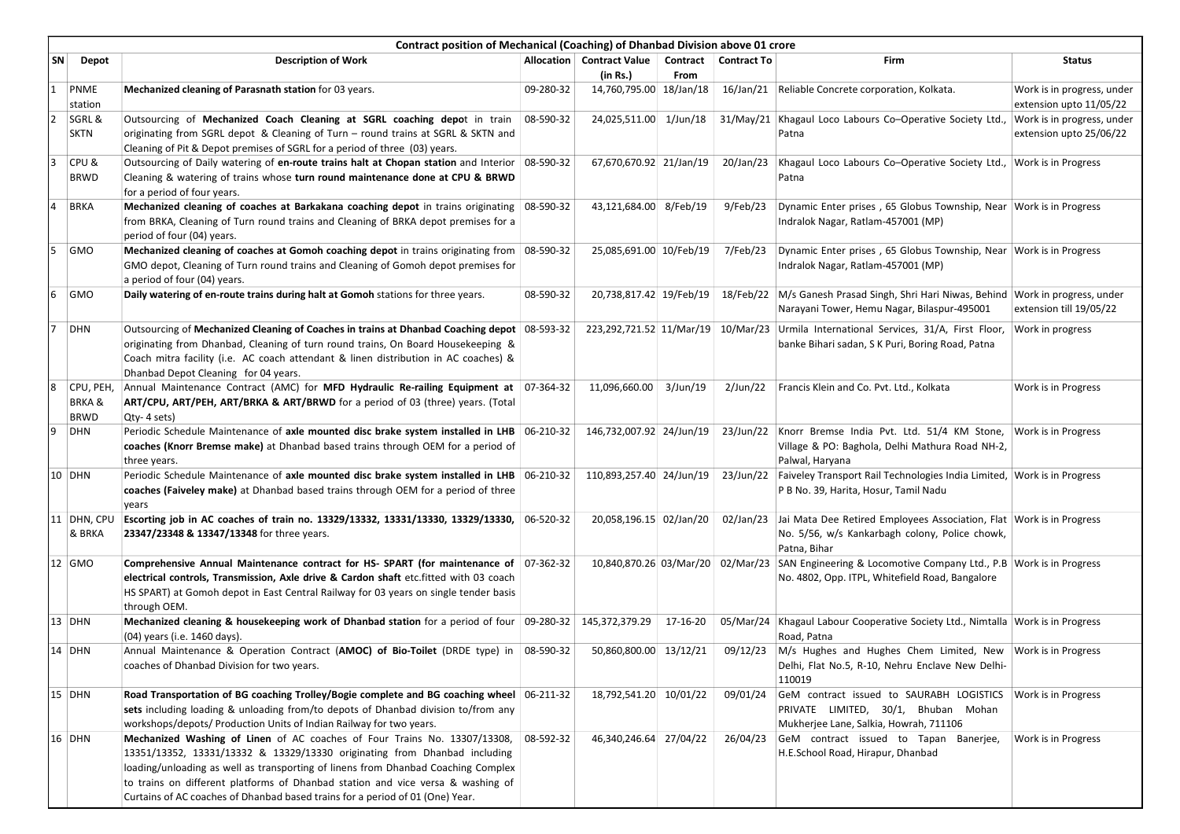**Contract position of Mechanical (Coaching) of Dhanbad Division above 01 crore**

| SN | Depot | Description of Work | Allocation | Contract Value (in Rs.) | Contract From | Contract To | Firm | Status |
|---|---|---|---|---|---|---|---|---|
| 1 | PNME station | **Mechanized cleaning of Parasnath station** for 03 years. | 09-280-32 | 14,760,795.00 | 18/Jan/18 | 16/Jan/21 | Reliable Concrete corporation, Kolkata. | Work is in progress, under extension upto 11/05/22 |
| 2 | SGRL & SKTN | Outsourcing of **Mechanized Coach Cleaning at SGRL coaching depo**t in train originating from SGRL depot & Cleaning of Turn – round trains at SGRL & SKTN and Cleaning of Pit & Depot premises of SGRL for a period of three (03) years. | 08-590-32 | 24,025,511.00 | 1/Jun/18 | 31/May/21 | Khagaul Loco Labours Co–Operative Society Ltd., Patna | Work is in progress, under extension upto 25/06/22 |
| 3 | CPU & BRWD | Outsourcing of Daily watering of **en-route trains halt at Chopan station** and Interior Cleaning & watering of trains whose **turn round maintenance done at CPU & BRWD** for a period of four years. | 08-590-32 | 67,670,670.92 | 21/Jan/19 | 20/Jan/23 | Khagaul Loco Labours Co–Operative Society Ltd., Patna | Work is in Progress |
| 4 | BRKA | **Mechanized cleaning of coaches at Barkakana coaching depot** in trains originating from BRKA, Cleaning of Turn round trains and Cleaning of BRKA depot premises for a period of four (04) years. | 08-590-32 | 43,121,684.00 | 8/Feb/19 | 9/Feb/23 | Dynamic Enter prises , 65 Globus Township, Near Indralok Nagar, Ratlam-457001 (MP) | Work is in Progress |
| 5 | GMO | **Mechanized cleaning of coaches at Gomoh coaching depot** in trains originating from GMO depot, Cleaning of Turn round trains and Cleaning of Gomoh depot premises for a period of four (04) years. | 08-590-32 | 25,085,691.00 | 10/Feb/19 | 7/Feb/23 | Dynamic Enter prises , 65 Globus Township, Near Indralok Nagar, Ratlam-457001 (MP) | Work is in Progress |
| 6 | GMO | **Daily watering of en-route trains during halt at Gomoh** stations for three years. | 08-590-32 | 20,738,817.42 | 19/Feb/19 | 18/Feb/22 | M/s Ganesh Prasad Singh, Shri Hari Niwas, Behind Narayani Tower, Hemu Nagar, Bilaspur-495001 | Work in progress, under extension till 19/05/22 |
| 7 | DHN | Outsourcing of **Mechanized Cleaning of Coaches in trains at Dhanbad Coaching depot** originating from Dhanbad, Cleaning of turn round trains, On Board Housekeeping & Coach mitra facility (i.e. AC coach attendant & linen distribution in AC coaches) & Dhanbad Depot Cleaning for 04 years. | 08-593-32 | 223,292,721.52 | 11/Mar/19 | 10/Mar/23 | Urmila International Services, 31/A, First Floor, banke Bihari sadan, S K Puri, Boring Road, Patna | Work in progress |
| 8 | CPU, PEH, BRKA & BRWD | Annual Maintenance Contract (AMC) for **MFD Hydraulic Re-railing Equipment at ART/CPU, ART/PEH, ART/BRKA & ART/BRWD** for a period of 03 (three) years. (Total Qty- 4 sets) | 07-364-32 | 11,096,660.00 | 3/Jun/19 | 2/Jun/22 | Francis Klein and Co. Pvt. Ltd., Kolkata | Work is in Progress |
| 9 | DHN | Periodic Schedule Maintenance of **axle mounted disc brake system installed in LHB coaches (Knorr Bremse make)** at Dhanbad based trains through OEM for a period of three years. | 06-210-32 | 146,732,007.92 | 24/Jun/19 | 23/Jun/22 | Knorr Bremse India Pvt. Ltd. 51/4 KM Stone, Village & PO: Baghola, Delhi Mathura Road NH-2, Palwal, Haryana | Work is in Progress |
| 10 | DHN | Periodic Schedule Maintenance of **axle mounted disc brake system installed in LHB coaches (Faiveley make)** at Dhanbad based trains through OEM for a period of three years | 06-210-32 | 110,893,257.40 | 24/Jun/19 | 23/Jun/22 | Faiveley Transport Rail Technologies India Limited, P B No. 39, Harita, Hosur, Tamil Nadu | Work is in Progress |
| 11 | DHN, CPU & BRKA | **Escorting job in AC coaches of train no. 13329/13332, 13331/13330, 13329/13330, 23347/23348 & 13347/13348** for three years. | 06-520-32 | 20,058,196.15 | 02/Jan/20 | 02/Jan/23 | Jai Mata Dee Retired Employees Association, Flat No. 5/56, w/s Kankarbagh colony, Police chowk, Patna, Bihar | Work is in Progress |
| 12 | GMO | **Comprehensive Annual Maintenance contract for HS- SPART (for maintenance of electrical controls, Transmission, Axle drive & Cardon shaft** etc.fitted with 03 coach HS SPART) at Gomoh depot in East Central Railway for 03 years on single tender basis through OEM. | 07-362-32 | 10,840,870.26 | 03/Mar/20 | 02/Mar/23 | SAN Engineering & Locomotive Company Ltd., P.B No. 4802, Opp. ITPL, Whitefield Road, Bangalore | Work is in Progress |
| 13 | DHN | **Mechanized cleaning & housekeeping work of Dhanbad station** for a period of four (04) years (i.e. 1460 days). | 09-280-32 | 145,372,379.29 | 17-16-20 | 05/Mar/24 | Khagaul Labour Cooperative Society Ltd., Nimtalla Road, Patna | Work is in Progress |
| 14 | DHN | Annual Maintenance & Operation Contract (**AMOC) of Bio-Toilet** (DRDE type) in coaches of Dhanbad Division for two years. | 08-590-32 | 50,860,800.00 | 13/12/21 | 09/12/23 | M/s Hughes and Hughes Chem Limited, New Delhi, Flat No.5, R-10, Nehru Enclave New Delhi-110019 | Work is in Progress |
| 15 | DHN | **Road Transportation of BG coaching Trolley/Bogie complete and BG coaching wheel sets** including loading & unloading from/to depots of Dhanbad division to/from any workshops/depots/ Production Units of Indian Railway for two years. | 06-211-32 | 18,792,541.20 | 10/01/22 | 09/01/24 | GeM contract issued to SAURABH LOGISTICS PRIVATE LIMITED, 30/1, Bhuban Mohan Mukherjee Lane, Salkia, Howrah, 711106 | Work is in Progress |
| 16 | DHN | **Mechanized Washing of Linen** of AC coaches of Four Trains No. 13307/13308, 13351/13352, 13331/13332 & 13329/13330 originating from Dhanbad including loading/unloading as well as transporting of linens from Dhanbad Coaching Complex to trains on different platforms of Dhanbad station and vice versa & washing of Curtains of AC coaches of Dhanbad based trains for a period of 01 (One) Year. | 08-592-32 | 46,340,246.64 | 27/04/22 | 26/04/23 | GeM contract issued to Tapan Banerjee, H.E.School Road, Hirapur, Dhanbad | Work is in Progress |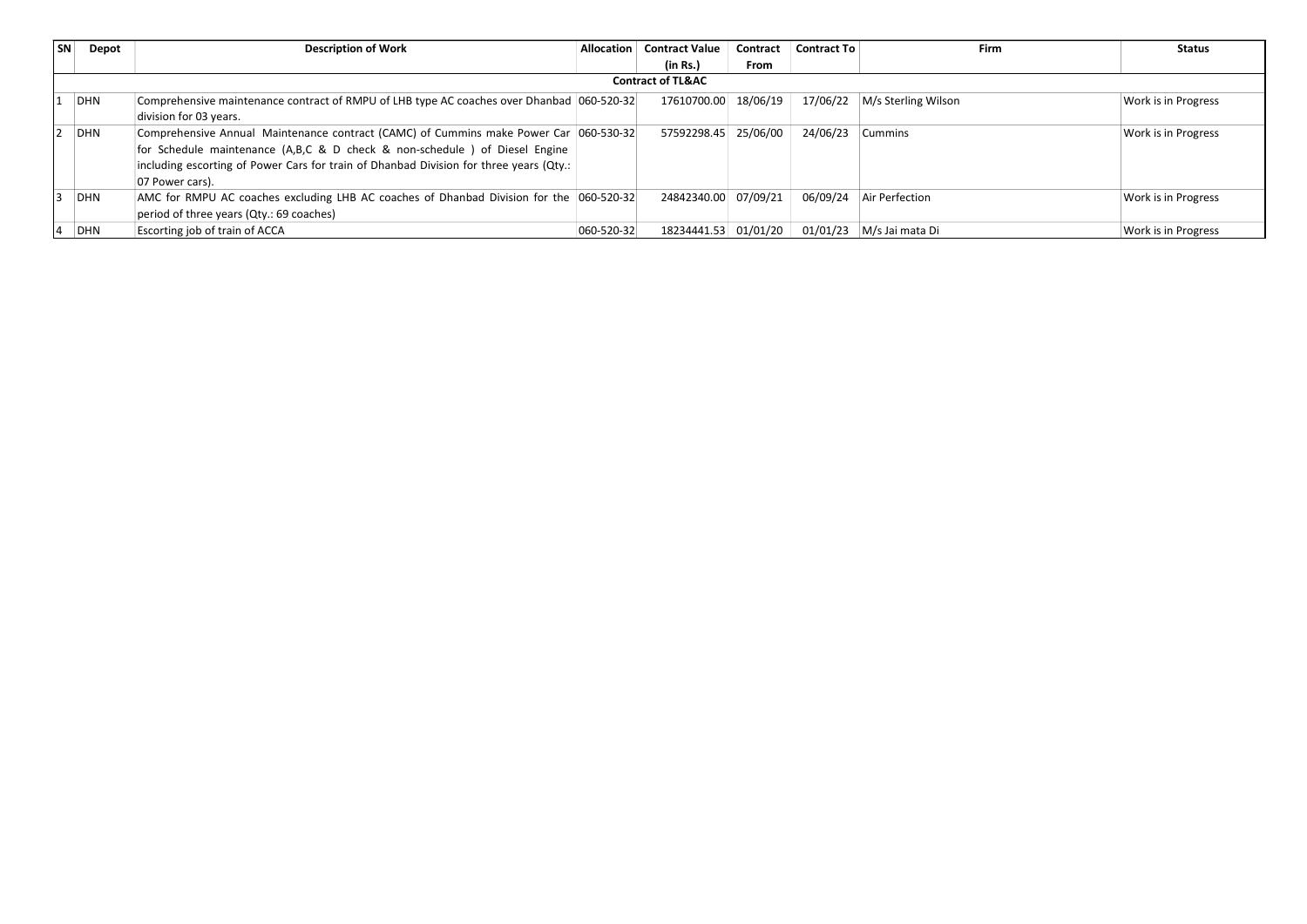| SN | Depot | Description of Work | Allocation | Contract Value (in Rs.) | Contract From | Contract To | Firm | Status |
|---|---|---|---|---|---|---|---|---|
| | | | | **Contract of TL&AC** | | | | |
| 1 | DHN | Comprehensive maintenance contract of RMPU of LHB type AC coaches over Dhanbad division for 03 years. | 060-520-32 | 17610700.00 | 18/06/19 | 17/06/22 | M/s Sterling Wilson | Work is in Progress |
| 2 | DHN | Comprehensive Annual Maintenance contract (CAMC) of Cummins make Power Car for Schedule maintenance (A,B,C & D check & non-schedule ) of Diesel Engine including escorting of Power Cars for train of Dhanbad Division for three years (Qty.: 07 Power cars). | 060-530-32 | 57592298.45 | 25/06/00 | 24/06/23 | Cummins | Work is in Progress |
| 3 | DHN | AMC for RMPU AC coaches excluding LHB AC coaches of Dhanbad Division for the period of three years (Qty.: 69 coaches) | 060-520-32 | 24842340.00 | 07/09/21 | 06/09/24 | Air Perfection | Work is in Progress |
| 4 | DHN | Escorting job of train of ACCA | 060-520-32 | 18234441.53 | 01/01/20 | 01/01/23 | M/s Jai mata Di | Work is in Progress |